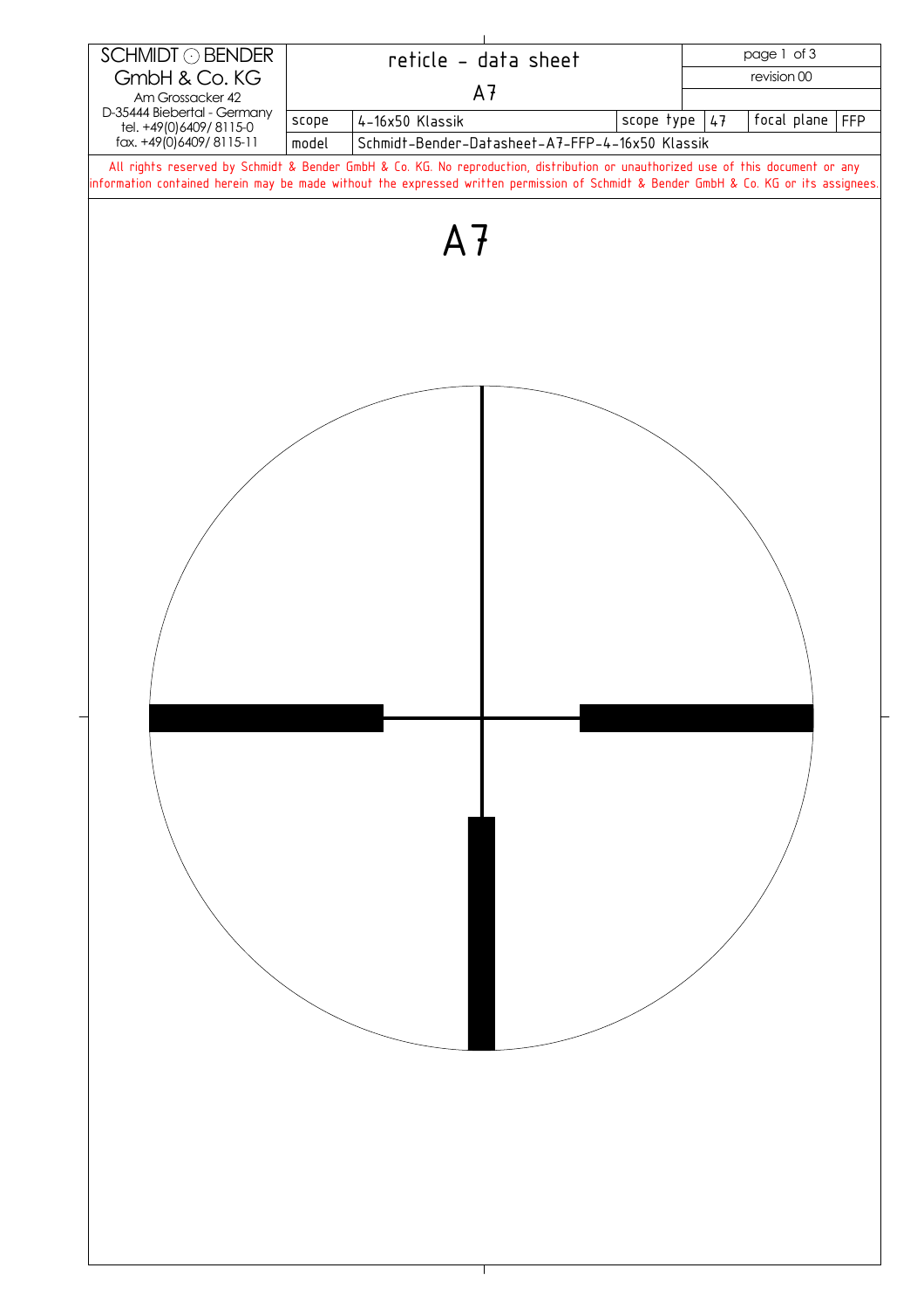| SCHMIDT ⊙ BENDER GmbH & Co. KG<br>Am Grossacker 42<br>D-35444 Biebertal - Germany<br>tel. +49(0)6409/ 8115-0<br>fax. +49(0)6409/ 8115-11 | reticle - data sheet<br>A7 | | | | page 1 of 3<br>revision 00 |
|---|---|---|---|---|---|
| scope | 4-16x50 Klassik | scope type | 47 | focal plane | FFP |
| model | Schmidt-Bender-Datasheet-A7-FFP-4-16x50 Klassik | | | | |

All rights reserved by Schmidt & Bender GmbH & Co. KG. No reproduction, distribution or unauthorized use of this document or any information contained herein may be made without the expressed written permission of Schmidt & Bender GmbH & Co. KG or its assignees.

# A7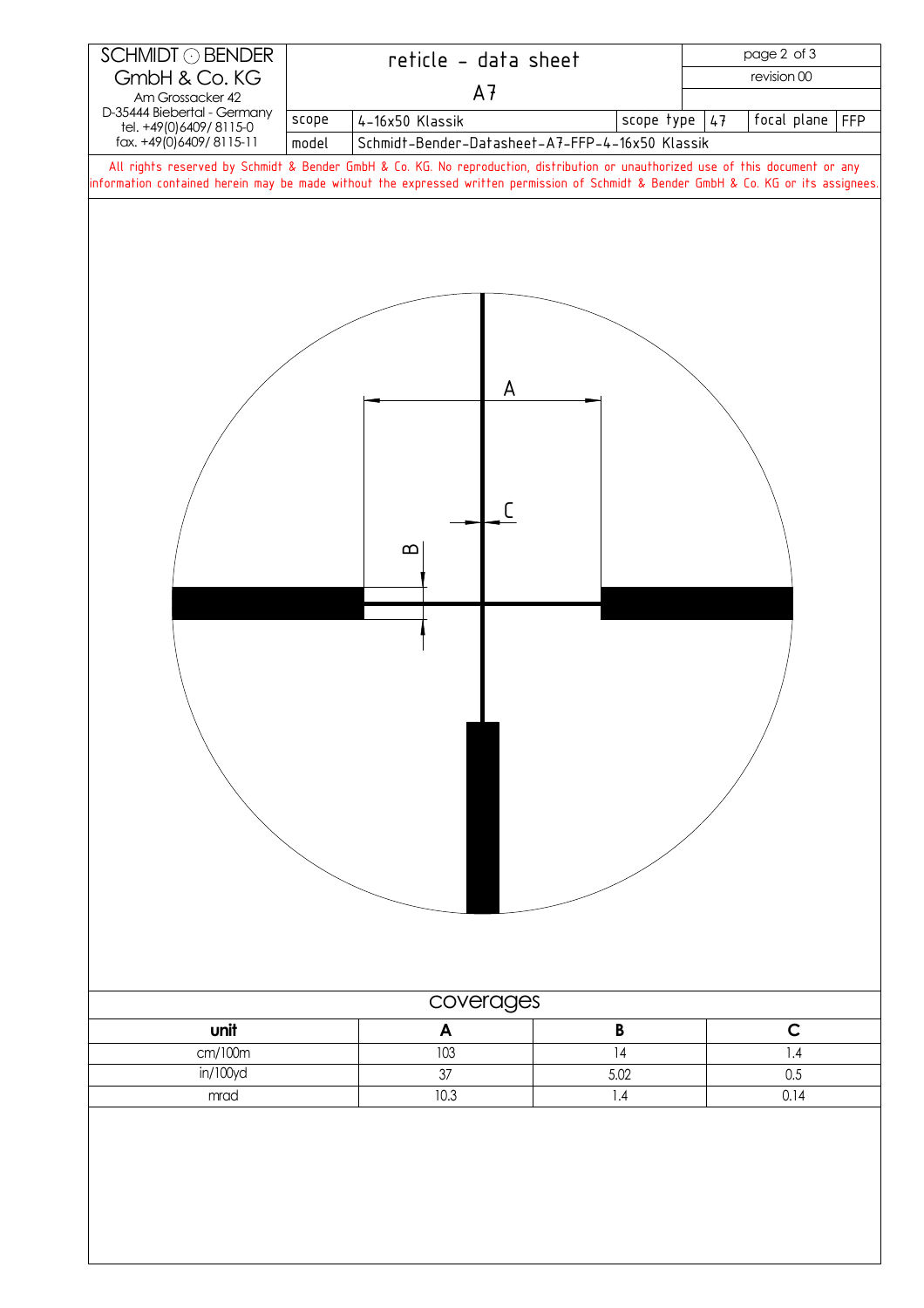SCHMIDT ⊙ BENDER
GmbH & Co. KG
Am Grossacker 42
D-35444 Biebertal - Germany
tel. +49(0)6409/ 8115-0
fax. +49(0)6409/ 8115-11

# reticle - data sheet

## A7

| scope | 4-16x50 Klassik | scope type | 47 | focal plane | FFP |
|---|---|---|---|---|---|
| model | Schmidt-Bender-Datasheet-A7-FFP-4-16x50 Klassik | | | | |

revision 00

All rights reserved by Schmidt & Bender GmbH & Co. KG. No reproduction, distribution or unauthorized use of this document or any information contained herein may be made without the expressed written permission of Schmidt & Bender GmbH & Co. KG or its assignees.

A

C

B

## coverages

| unit | A | B | C |
|---|---|---|---|
| cm/100m | 103 | 14 | 1.4 |
| in/100yd | 37 | 5.02 | 0.5 |
| mrad | 10.3 | 1.4 | 0.14 |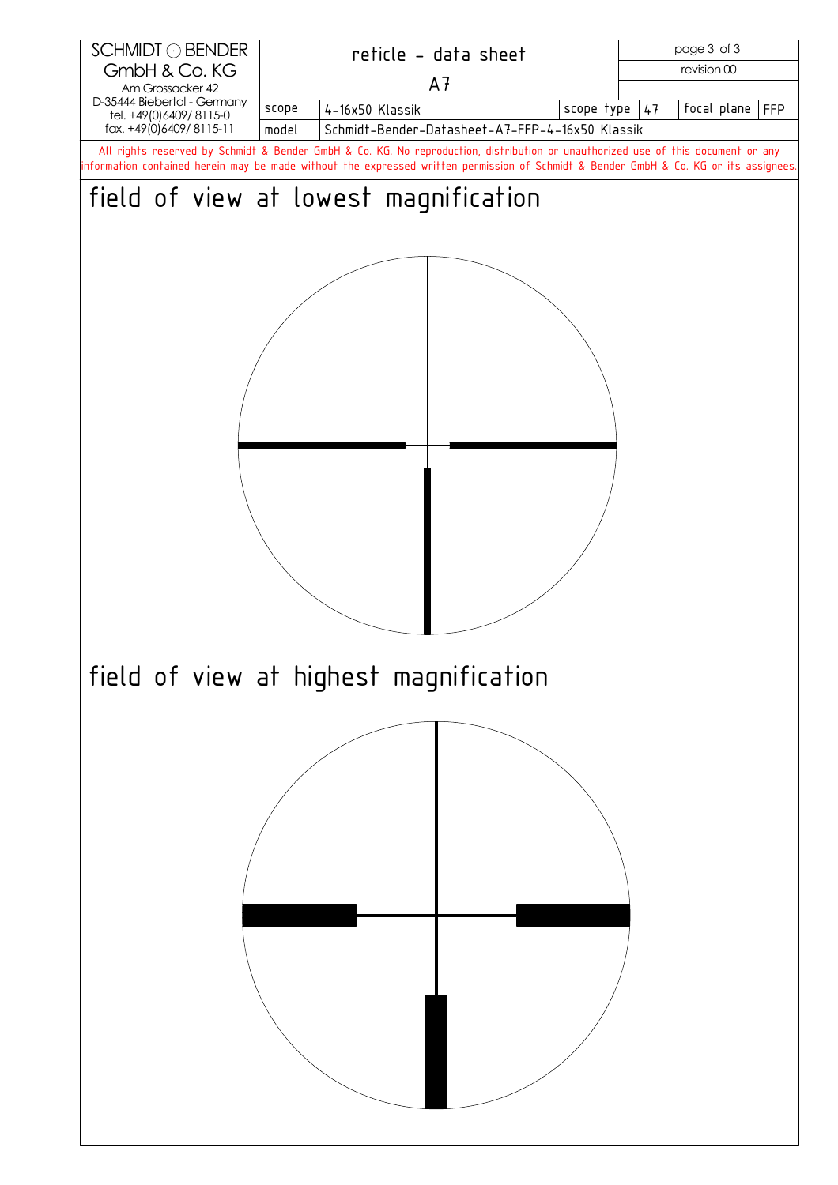| | | | | | |
|---|---|---|---|---|---|
| SCHMIDT ⊙ BENDER GmbH & Co. KG Am Grossacker 42 D-35444 Biebertal - Germany tel. +49(0)6409/ 8115-0 fax. +49(0)6409/ 8115-11 | reticle - data sheet A7 | | | | revision 00 |
| | scope | 4-16x50 Klassik | scope type | 47 | focal plane FFP |
| | model | Schmidt-Bender-Datasheet-A7-FFP-4-16x50 Klassik | | | |

All rights reserved by Schmidt & Bender GmbH & Co. KG. No reproduction, distribution or unauthorized use of this document or any information contained herein may be made without the expressed written permission of Schmidt & Bender GmbH & Co. KG or its assignees.

# field of view at lowest magnification

# field of view at highest magnification